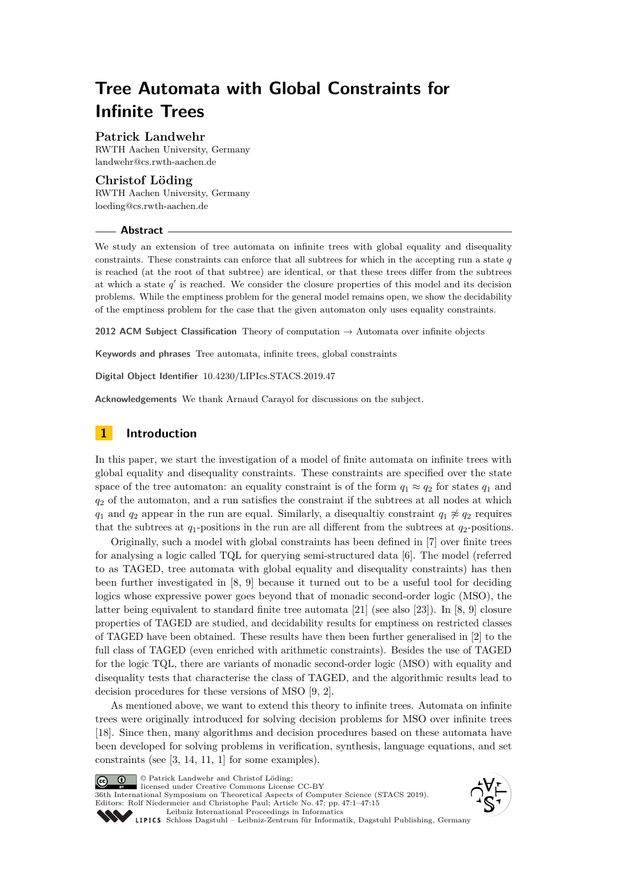# Tree Automata with Global Constraints for Infinite Trees

**Patrick Landwehr**
RWTH Aachen University, Germany
landwehr@cs.rwth-aachen.de

**Christof Löding**
RWTH Aachen University, Germany
loeding@cs.rwth-aachen.de

## Abstract

We study an extension of tree automata on infinite trees with global equality and disequality constraints. These constraints can enforce that all subtrees for which in the accepting run a state $q$ is reached (at the root of that subtree) are identical, or that these trees differ from the subtrees at which a state $q'$ is reached. We consider the closure properties of this model and its decision problems. While the emptiness problem for the general model remains open, we show the decidability of the emptiness problem for the case that the given automaton only uses equality constraints.

**2012 ACM Subject Classification** Theory of computation → Automata over infinite objects

**Keywords and phrases** Tree automata, infinite trees, global constraints

**Digital Object Identifier** 10.4230/LIPIcs.STACS.2019.47

**Acknowledgements** We thank Arnaud Carayol for discussions on the subject.

## 1 Introduction

In this paper, we start the investigation of a model of finite automata on infinite trees with global equality and disequality constraints. These constraints are specified over the state space of the tree automaton: an equality constraint is of the form $q_1 \approx q_2$ for states $q_1$ and $q_2$ of the automaton, and a run satisfies the constraint if the subtrees at all nodes at which $q_1$ and $q_2$ appear in the run are equal. Similarly, a disequaltiy constraint $q_1 \not\approx q_2$ requires that the subtrees at $q_1$-positions in the run are all different from the subtrees at $q_2$-positions.

Originally, such a model with global constraints has been defined in [7] over finite trees for analysing a logic called TQL for querying semi-structured data [6]. The model (referred to as TAGED, tree automata with global equality and disequality constraints) has then been further investigated in [8, 9] because it turned out to be a useful tool for deciding logics whose expressive power goes beyond that of monadic second-order logic (MSO), the latter being equivalent to standard finite tree automata [21] (see also [23]). In [8, 9] closure properties of TAGED are studied, and decidability results for emptiness on restricted classes of TAGED have been obtained. These results have then been further generalised in [2] to the full class of TAGED (even enriched with arithmetic constraints). Besides the use of TAGED for the logic TQL, there are variants of monadic second-order logic (MSO) with equality and disequality tests that characterise the class of TAGED, and the algorithmic results lead to decision procedures for these versions of MSO [9, 2].

As mentioned above, we want to extend this theory to infinite trees. Automata on infinite trees were originally introduced for solving decision problems for MSO over infinite trees [18]. Since then, many algorithms and decision procedures based on these automata have been developed for solving problems in verification, synthesis, language equations, and set constraints (see [3, 14, 11, 1] for some examples).

© Patrick Landwehr and Christof Löding;
licensed under Creative Commons License CC-BY
36th International Symposium on Theoretical Aspects of Computer Science (STACS 2019).
Editors: Rolf Niedermeier and Christophe Paul; Article No. 47; pp. 47:1–47:15
Leibniz International Proceedings in Informatics
Schloss Dagstuhl – Leibniz-Zentrum für Informatik, Dagstuhl Publishing, Germany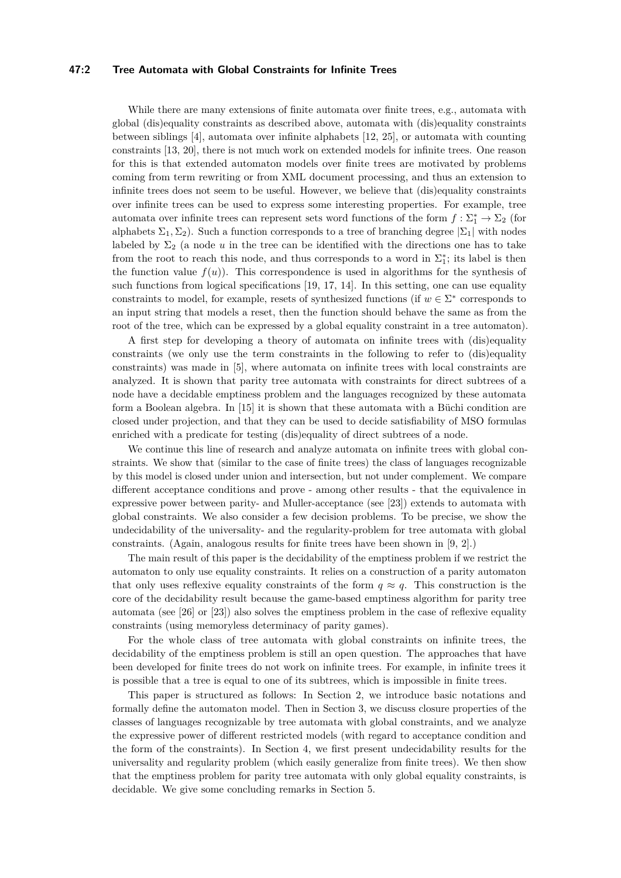While there are many extensions of finite automata over finite trees, e.g., automata with global (dis)equality constraints as described above, automata with (dis)equality constraints between siblings [4], automata over infinite alphabets [12, 25], or automata with counting constraints [13, 20], there is not much work on extended models for infinite trees. One reason for this is that extended automaton models over finite trees are motivated by problems coming from term rewriting or from XML document processing, and thus an extension to infinite trees does not seem to be useful. However, we believe that (dis)equality constraints over infinite trees can be used to express some interesting properties. For example, tree automata over infinite trees can represent sets word functions of the form $f : \Sigma_1^* \to \Sigma_2$ (for alphabets $\Sigma_1, \Sigma_2$). Such a function corresponds to a tree of branching degree $|\Sigma_1|$ with nodes labeled by $\Sigma_2$ (a node $u$ in the tree can be identified with the directions one has to take from the root to reach this node, and thus corresponds to a word in $\Sigma_1^*$; its label is then the function value $f(u)$). This correspondence is used in algorithms for the synthesis of such functions from logical specifications [19, 17, 14]. In this setting, one can use equality constraints to model, for example, resets of synthesized functions (if $w \in \Sigma^*$ corresponds to an input string that models a reset, then the function should behave the same as from the root of the tree, which can be expressed by a global equality constraint in a tree automaton).

A first step for developing a theory of automata on infinite trees with (dis)equality constraints (we only use the term constraints in the following to refer to (dis)equality constraints) was made in [5], where automata on infinite trees with local constraints are analyzed. It is shown that parity tree automata with constraints for direct subtrees of a node have a decidable emptiness problem and the languages recognized by these automata form a Boolean algebra. In [15] it is shown that these automata with a Büchi condition are closed under projection, and that they can be used to decide satisfiability of MSO formulas enriched with a predicate for testing (dis)equality of direct subtrees of a node.

We continue this line of research and analyze automata on infinite trees with global constraints. We show that (similar to the case of finite trees) the class of languages recognizable by this model is closed under union and intersection, but not under complement. We compare different acceptance conditions and prove - among other results - that the equivalence in expressive power between parity- and Muller-acceptance (see [23]) extends to automata with global constraints. We also consider a few decision problems. To be precise, we show the undecidability of the universality- and the regularity-problem for tree automata with global constraints. (Again, analogous results for finite trees have been shown in [9, 2].)

The main result of this paper is the decidability of the emptiness problem if we restrict the automaton to only use equality constraints. It relies on a construction of a parity automaton that only uses reflexive equality constraints of the form $q \approx q$. This construction is the core of the decidability result because the game-based emptiness algorithm for parity tree automata (see [26] or [23]) also solves the emptiness problem in the case of reflexive equality constraints (using memoryless determinacy of parity games).

For the whole class of tree automata with global constraints on infinite trees, the decidability of the emptiness problem is still an open question. The approaches that have been developed for finite trees do not work on infinite trees. For example, in infinite trees it is possible that a tree is equal to one of its subtrees, which is impossible in finite trees.

This paper is structured as follows: In Section 2, we introduce basic notations and formally define the automaton model. Then in Section 3, we discuss closure properties of the classes of languages recognizable by tree automata with global constraints, and we analyze the expressive power of different restricted models (with regard to acceptance condition and the form of the constraints). In Section 4, we first present undecidability results for the universality and regularity problem (which easily generalize from finite trees). We then show that the emptiness problem for parity tree automata with only global equality constraints, is decidable. We give some concluding remarks in Section 5.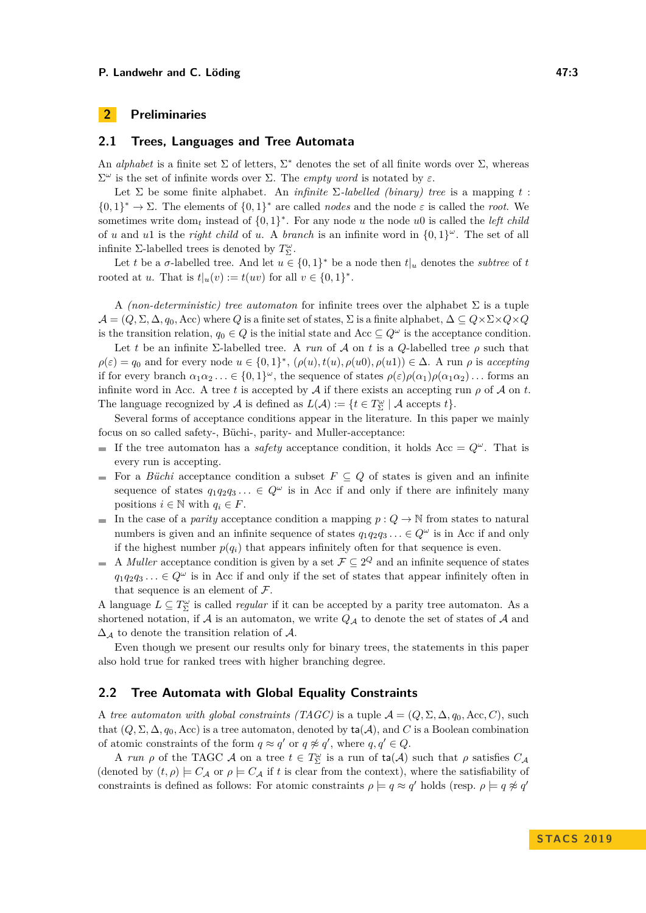## 2 Preliminaries

### 2.1 Trees, Languages and Tree Automata

An *alphabet* is a finite set $\Sigma$ of letters, $\Sigma^*$ denotes the set of all finite words over $\Sigma$, whereas $\Sigma^\omega$ is the set of infinite words over $\Sigma$. The *empty word* is notated by $\varepsilon$.

Let $\Sigma$ be some finite alphabet. An *infinite $\Sigma$-labelled (binary) tree* is a mapping $t : \{0,1\}^* \to \Sigma$. The elements of $\{0,1\}^*$ are called *nodes* and the node $\varepsilon$ is called the *root*. We sometimes write $\mathrm{dom}_t$ instead of $\{0,1\}^*$. For any node $u$ the node $u0$ is called the *left child* of $u$ and $u1$ is the *right child* of $u$. A *branch* is an infinite word in $\{0,1\}^\omega$. The set of all infinite $\Sigma$-labelled trees is denoted by $T^\omega_\Sigma$.

Let $t$ be a $\sigma$-labelled tree. And let $u \in \{0,1\}^*$ be a node then $t|_u$ denotes the *subtree* of $t$ rooted at $u$. That is $t|_u(v) := t(uv)$ for all $v \in \{0,1\}^*$.

A *(non-deterministic) tree automaton* for infinite trees over the alphabet $\Sigma$ is a tuple $\mathcal{A} = (Q, \Sigma, \Delta, q_0, \mathrm{Acc})$ where $Q$ is a finite set of states, $\Sigma$ is a finite alphabet, $\Delta \subseteq Q \times \Sigma \times Q \times Q$ is the transition relation, $q_0 \in Q$ is the initial state and $\mathrm{Acc} \subseteq Q^\omega$ is the acceptance condition.

Let $t$ be an infinite $\Sigma$-labelled tree. A *run* of $\mathcal{A}$ on $t$ is a $Q$-labelled tree $\rho$ such that $\rho(\varepsilon) = q_0$ and for every node $u \in \{0,1\}^*$, $(\rho(u), t(u), \rho(u0), \rho(u1)) \in \Delta$. A run $\rho$ is *accepting* if for every branch $\alpha_1\alpha_2 \ldots \in \{0,1\}^\omega$, the sequence of states $\rho(\varepsilon)\rho(\alpha_1)\rho(\alpha_1\alpha_2)\ldots$ forms an infinite word in Acc. A tree $t$ is accepted by $\mathcal{A}$ if there exists an accepting run $\rho$ of $\mathcal{A}$ on $t$. The language recognized by $\mathcal{A}$ is defined as $L(\mathcal{A}) := \{t \in T^\omega_\Sigma \mid \mathcal{A} \text{ accepts } t\}$.

Several forms of acceptance conditions appear in the literature. In this paper we mainly focus on so called safety-, Büchi-, parity- and Muller-acceptance:

- If the tree automaton has a *safety* acceptance condition, it holds $\mathrm{Acc} = Q^\omega$. That is every run is accepting.
- For a *Büchi* acceptance condition a subset $F \subseteq Q$ of states is given and an infinite sequence of states $q_1q_2q_3 \ldots \in Q^\omega$ is in Acc if and only if there are infinitely many positions $i \in \mathbb{N}$ with $q_i \in F$.
- In the case of a *parity* acceptance condition a mapping $p : Q \to \mathbb{N}$ from states to natural numbers is given and an infinite sequence of states $q_1q_2q_3 \ldots \in Q^\omega$ is in Acc if and only if the highest number $p(q_i)$ that appears infinitely often for that sequence is even.
- A *Muller* acceptance condition is given by a set $\mathcal{F} \subseteq 2^Q$ and an infinite sequence of states $q_1q_2q_3 \ldots \in Q^\omega$ is in Acc if and only if the set of states that appear infinitely often in that sequence is an element of $\mathcal{F}$.

A language $L \subseteq T^\omega_\Sigma$ is called *regular* if it can be accepted by a parity tree automaton. As a shortened notation, if $\mathcal{A}$ is an automaton, we write $Q_\mathcal{A}$ to denote the set of states of $\mathcal{A}$ and $\Delta_\mathcal{A}$ to denote the transition relation of $\mathcal{A}$.

Even though we present our results only for binary trees, the statements in this paper also hold true for ranked trees with higher branching degree.

### 2.2 Tree Automata with Global Equality Constraints

A *tree automaton with global constraints (TAGC)* is a tuple $\mathcal{A} = (Q, \Sigma, \Delta, q_0, \mathrm{Acc}, C)$, such that $(Q, \Sigma, \Delta, q_0, \mathrm{Acc})$ is a tree automaton, denoted by $\mathsf{ta}(\mathcal{A})$, and $C$ is a Boolean combination of atomic constraints of the form $q \approx q'$ or $q \not\approx q'$, where $q, q' \in Q$.

A *run* $\rho$ of the TAGC $\mathcal{A}$ on a tree $t \in T^\omega_\Sigma$ is a run of $\mathsf{ta}(\mathcal{A})$ such that $\rho$ satisfies $C_\mathcal{A}$ (denoted by $(t, \rho) \models C_\mathcal{A}$ or $\rho \models C_\mathcal{A}$ if $t$ is clear from the context), where the satisfiability of constraints is defined as follows: For atomic constraints $\rho \models q \approx q'$ holds (resp. $\rho \models q \not\approx q'$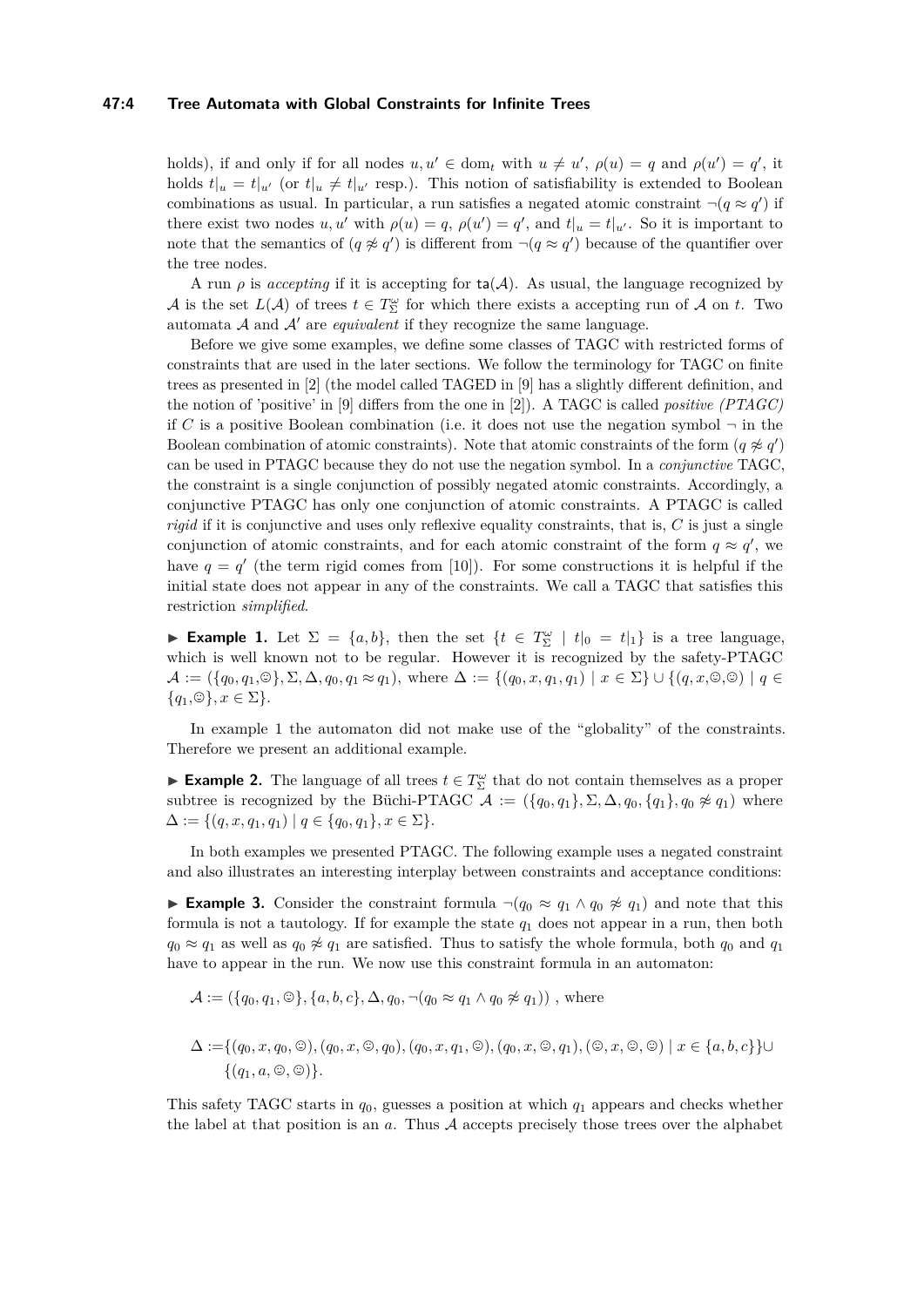holds), if and only if for all nodes $u, u' \in \mathrm{dom}_t$ with $u \neq u'$, $\rho(u) = q$ and $\rho(u') = q'$, it holds $t|_u = t|_{u'}$ (or $t|_u \neq t|_{u'}$ resp.). This notion of satisfiability is extended to Boolean combinations as usual. In particular, a run satisfies a negated atomic constraint $\neg(q \approx q')$ if there exist two nodes $u, u'$ with $\rho(u) = q$, $\rho(u') = q'$, and $t|_u = t|_{u'}$. So it is important to note that the semantics of $(q \not\approx q')$ is different from $\neg(q \approx q')$ because of the quantifier over the tree nodes.

A run $\rho$ is *accepting* if it is accepting for $\mathsf{ta}(\mathcal{A})$. As usual, the language recognized by $\mathcal{A}$ is the set $L(\mathcal{A})$ of trees $t \in T^\omega_\Sigma$ for which there exists a accepting run of $\mathcal{A}$ on $t$. Two automata $\mathcal{A}$ and $\mathcal{A}'$ are *equivalent* if they recognize the same language.

Before we give some examples, we define some classes of TAGC with restricted forms of constraints that are used in the later sections. We follow the terminology for TAGC on finite trees as presented in [2] (the model called TAGED in [9] has a slightly different definition, and the notion of 'positive' in [9] differs from the one in [2]). A TAGC is called *positive (PTAGC)* if $C$ is a positive Boolean combination (i.e. it does not use the negation symbol $\neg$ in the Boolean combination of atomic constraints). Note that atomic constraints of the form $(q \not\approx q')$ can be used in PTAGC because they do not use the negation symbol. In a *conjunctive* TAGC, the constraint is a single conjunction of possibly negated atomic constraints. Accordingly, a conjunctive PTAGC has only one conjunction of atomic constraints. A PTAGC is called *rigid* if it is conjunctive and uses only reflexive equality constraints, that is, $C$ is just a single conjunction of atomic constraints, and for each atomic constraint of the form $q \approx q'$, we have $q = q'$ (the term rigid comes from [10]). For some constructions it is helpful if the initial state does not appear in any of the constraints. We call a TAGC that satisfies this restriction *simplified*.

▶ **Example 1.** Let $\Sigma = \{a, b\}$, then the set $\{t \in T^\omega_\Sigma \mid t|_0 = t|_1\}$ is a tree language, which is well known not to be regular. However it is recognized by the safety-PTAGC $\mathcal{A} := (\{q_0, q_1, ☺\}, \Sigma, \Delta, q_0, q_1 \approx q_1)$, where $\Delta := \{(q_0, x, q_1, q_1) \mid x \in \Sigma\} \cup \{(q, x, ☺, ☺) \mid q \in \{q_1, ☺\}, x \in \Sigma\}$.

In example 1 the automaton did not make use of the "globality" of the constraints. Therefore we present an additional example.

▶ **Example 2.** The language of all trees $t \in T^\omega_\Sigma$ that do not contain themselves as a proper subtree is recognized by the Büchi-PTAGC $\mathcal{A} := (\{q_0, q_1\}, \Sigma, \Delta, q_0, \{q_1\}, q_0 \not\approx q_1)$ where $\Delta := \{(q, x, q_1, q_1) \mid q \in \{q_0, q_1\}, x \in \Sigma\}$.

In both examples we presented PTAGC. The following example uses a negated constraint and also illustrates an interesting interplay between constraints and acceptance conditions:

▶ **Example 3.** Consider the constraint formula $\neg(q_0 \approx q_1 \wedge q_0 \not\approx q_1)$ and note that this formula is not a tautology. If for example the state $q_1$ does not appear in a run, then both $q_0 \approx q_1$ as well as $q_0 \not\approx q_1$ are satisfied. Thus to satisfy the whole formula, both $q_0$ and $q_1$ have to appear in the run. We now use this constraint formula in an automaton:

$$\mathcal{A} := (\{q_0, q_1, ☺\}, \{a, b, c\}, \Delta, q_0, \neg(q_0 \approx q_1 \wedge q_0 \not\approx q_1)) \text{ , where}$$

$$\Delta := \{(q_0, x, q_0, ☺), (q_0, x, ☺, q_0), (q_0, x, q_1, ☺), (q_0, x, ☺, q_1), (☺, x, ☺, ☺) \mid x \in \{a, b, c\}\} \cup \{(q_1, a, ☺, ☺)\}.$$

This safety TAGC starts in $q_0$, guesses a position at which $q_1$ appears and checks whether the label at that position is an $a$. Thus $\mathcal{A}$ accepts precisely those trees over the alphabet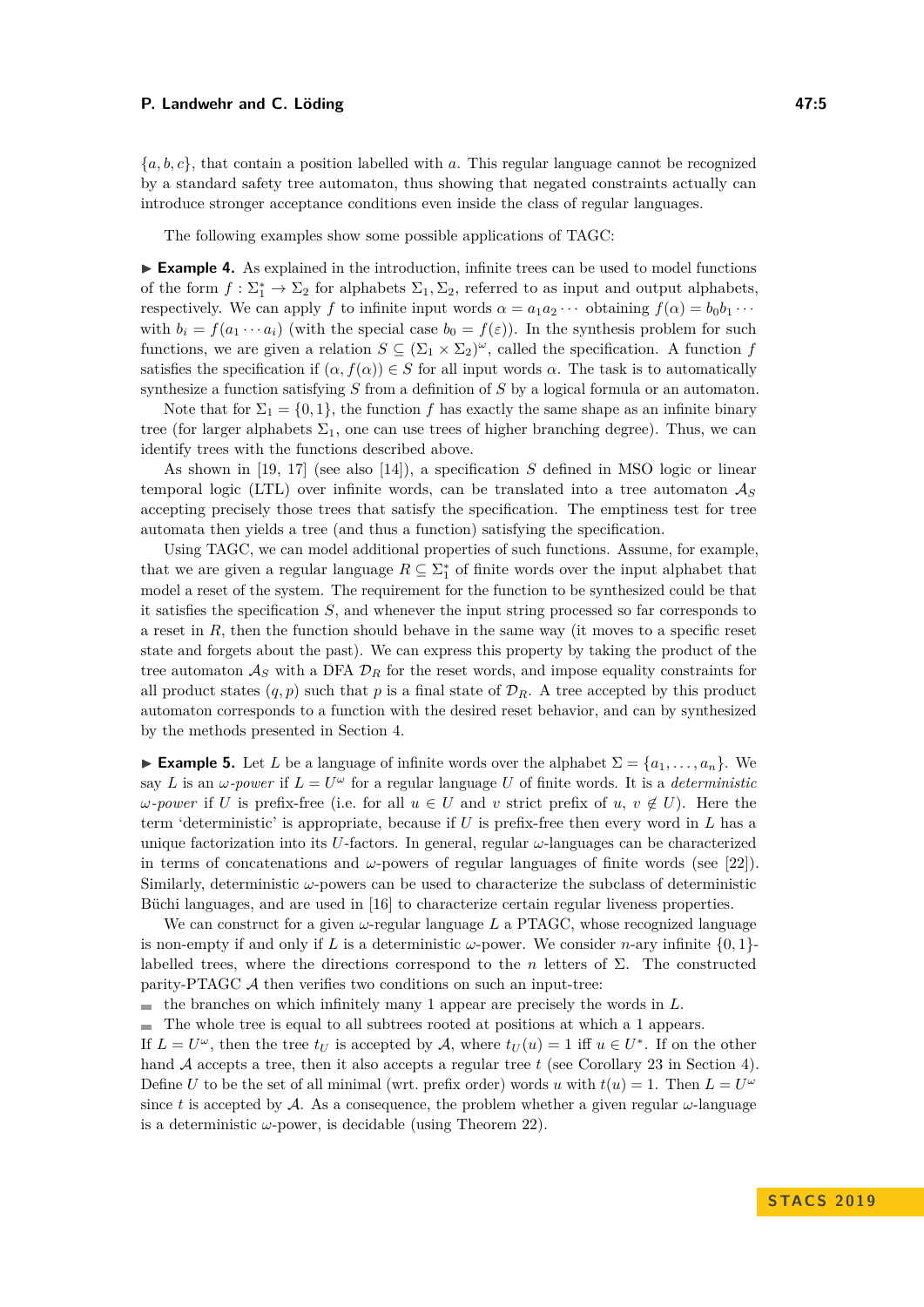$\{a, b, c\}$, that contain a position labelled with $a$. This regular language cannot be recognized by a standard safety tree automaton, thus showing that negated constraints actually can introduce stronger acceptance conditions even inside the class of regular languages.

The following examples show some possible applications of TAGC:

▶ **Example 4.** As explained in the introduction, infinite trees can be used to model functions of the form $f : \Sigma_1^* \to \Sigma_2$ for alphabets $\Sigma_1, \Sigma_2$, referred to as input and output alphabets, respectively. We can apply $f$ to infinite input words $\alpha = a_1 a_2 \cdots$ obtaining $f(\alpha) = b_0 b_1 \cdots$ with $b_i = f(a_1 \cdots a_i)$ (with the special case $b_0 = f(\varepsilon)$). In the synthesis problem for such functions, we are given a relation $S \subseteq (\Sigma_1 \times \Sigma_2)^\omega$, called the specification. A function $f$ satisfies the specification if $(\alpha, f(\alpha)) \in S$ for all input words $\alpha$. The task is to automatically synthesize a function satisfying $S$ from a definition of $S$ by a logical formula or an automaton.

Note that for $\Sigma_1 = \{0, 1\}$, the function $f$ has exactly the same shape as an infinite binary tree (for larger alphabets $\Sigma_1$, one can use trees of higher branching degree). Thus, we can identify trees with the functions described above.

As shown in [19, 17] (see also [14]), a specification $S$ defined in MSO logic or linear temporal logic (LTL) over infinite words, can be translated into a tree automaton $\mathcal{A}_S$ accepting precisely those trees that satisfy the specification. The emptiness test for tree automata then yields a tree (and thus a function) satisfying the specification.

Using TAGC, we can model additional properties of such functions. Assume, for example, that we are given a regular language $R \subseteq \Sigma_1^*$ of finite words over the input alphabet that model a reset of the system. The requirement for the function to be synthesized could be that it satisfies the specification $S$, and whenever the input string processed so far corresponds to a reset in $R$, then the function should behave in the same way (it moves to a specific reset state and forgets about the past). We can express this property by taking the product of the tree automaton $\mathcal{A}_S$ with a DFA $\mathcal{D}_R$ for the reset words, and impose equality constraints for all product states $(q, p)$ such that $p$ is a final state of $\mathcal{D}_R$. A tree accepted by this product automaton corresponds to a function with the desired reset behavior, and can by synthesized by the methods presented in Section 4.

▶ **Example 5.** Let $L$ be a language of infinite words over the alphabet $\Sigma = \{a_1, \ldots, a_n\}$. We say $L$ is an *$\omega$-power* if $L = U^\omega$ for a regular language $U$ of finite words. It is a *deterministic $\omega$-power* if $U$ is prefix-free (i.e. for all $u \in U$ and $v$ strict prefix of $u$, $v \notin U$). Here the term 'deterministic' is appropriate, because if $U$ is prefix-free then every word in $L$ has a unique factorization into its $U$-factors. In general, regular $\omega$-languages can be characterized in terms of concatenations and $\omega$-powers of regular languages of finite words (see [22]). Similarly, deterministic $\omega$-powers can be used to characterize the subclass of deterministic Büchi languages, and are used in [16] to characterize certain regular liveness properties.

We can construct for a given $\omega$-regular language $L$ a PTAGC, whose recognized language is non-empty if and only if $L$ is a deterministic $\omega$-power. We consider $n$-ary infinite $\{0, 1\}$-labelled trees, where the directions correspond to the $n$ letters of $\Sigma$. The constructed parity-PTAGC $\mathcal{A}$ then verifies two conditions on such an input-tree:

- the branches on which infinitely many 1 appear are precisely the words in $L$.
- The whole tree is equal to all subtrees rooted at positions at which a 1 appears.

If $L = U^\omega$, then the tree $t_U$ is accepted by $\mathcal{A}$, where $t_U(u) = 1$ iff $u \in U^*$. If on the other hand $\mathcal{A}$ accepts a tree, then it also accepts a regular tree $t$ (see Corollary 23 in Section 4). Define $U$ to be the set of all minimal (wrt. prefix order) words $u$ with $t(u) = 1$. Then $L = U^\omega$ since $t$ is accepted by $\mathcal{A}$. As a consequence, the problem whether a given regular $\omega$-language is a deterministic $\omega$-power, is decidable (using Theorem 22).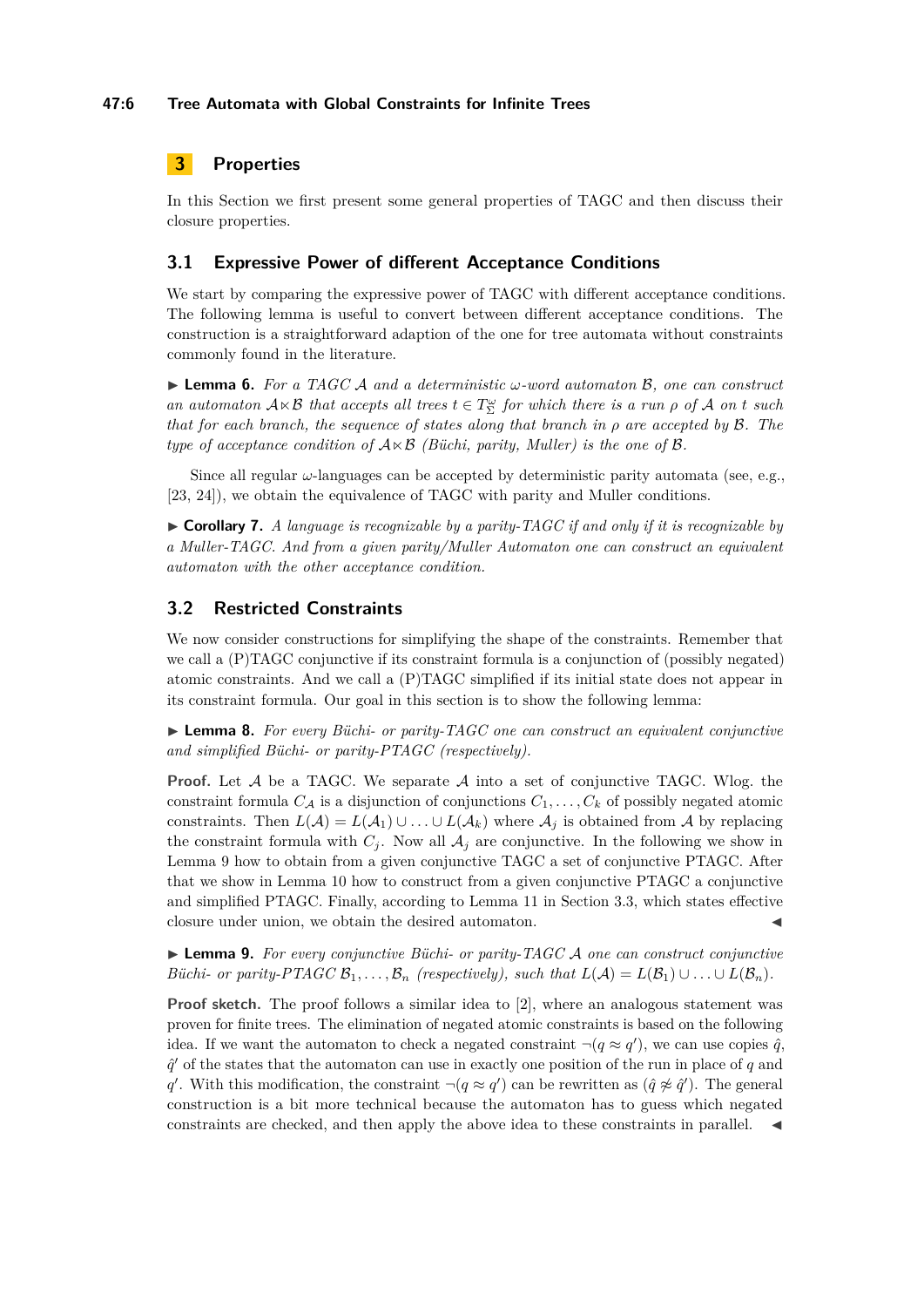# 3 Properties

In this Section we first present some general properties of TAGC and then discuss their closure properties.

## 3.1 Expressive Power of different Acceptance Conditions

We start by comparing the expressive power of TAGC with different acceptance conditions. The following lemma is useful to convert between different acceptance conditions. The construction is a straightforward adaption of the one for tree automata without constraints commonly found in the literature.

▶ **Lemma 6.** *For a TAGC $\mathcal{A}$ and a deterministic $\omega$-word automaton $\mathcal{B}$, one can construct an automaton $\mathcal{A} \ltimes \mathcal{B}$ that accepts all trees $t \in T_\Sigma^\omega$ for which there is a run $\rho$ of $\mathcal{A}$ on $t$ such that for each branch, the sequence of states along that branch in $\rho$ are accepted by $\mathcal{B}$. The type of acceptance condition of $\mathcal{A} \ltimes \mathcal{B}$ (Büchi, parity, Muller) is the one of $\mathcal{B}$.*

Since all regular $\omega$-languages can be accepted by deterministic parity automata (see, e.g., [23, 24]), we obtain the equivalence of TAGC with parity and Muller conditions.

▶ **Corollary 7.** *A language is recognizable by a parity-TAGC if and only if it is recognizable by a Muller-TAGC. And from a given parity/Muller Automaton one can construct an equivalent automaton with the other acceptance condition.*

## 3.2 Restricted Constraints

We now consider constructions for simplifying the shape of the constraints. Remember that we call a (P)TAGC conjunctive if its constraint formula is a conjunction of (possibly negated) atomic constraints. And we call a (P)TAGC simplified if its initial state does not appear in its constraint formula. Our goal in this section is to show the following lemma:

▶ **Lemma 8.** *For every Büchi- or parity-TAGC one can construct an equivalent conjunctive and simplified Büchi- or parity-PTAGC (respectively).*

**Proof.** Let $\mathcal{A}$ be a TAGC. We separate $\mathcal{A}$ into a set of conjunctive TAGC. Wlog. the constraint formula $C_{\mathcal{A}}$ is a disjunction of conjunctions $C_1, \ldots, C_k$ of possibly negated atomic constraints. Then $L(\mathcal{A}) = L(\mathcal{A}_1) \cup \ldots \cup L(\mathcal{A}_k)$ where $\mathcal{A}_j$ is obtained from $\mathcal{A}$ by replacing the constraint formula with $C_j$. Now all $\mathcal{A}_j$ are conjunctive. In the following we show in Lemma 9 how to obtain from a given conjunctive TAGC a set of conjunctive PTAGC. After that we show in Lemma 10 how to construct from a given conjunctive PTAGC a conjunctive and simplified PTAGC. Finally, according to Lemma 11 in Section 3.3, which states effective closure under union, we obtain the desired automaton. ◀

▶ **Lemma 9.** *For every conjunctive Büchi- or parity-TAGC $\mathcal{A}$ one can construct conjunctive Büchi- or parity-PTAGC $\mathcal{B}_1, \ldots, \mathcal{B}_n$ (respectively), such that $L(\mathcal{A}) = L(\mathcal{B}_1) \cup \ldots \cup L(\mathcal{B}_n)$.*

**Proof sketch.** The proof follows a similar idea to [2], where an analogous statement was proven for finite trees. The elimination of negated atomic constraints is based on the following idea. If we want the automaton to check a negated constraint $\neg(q \approx q')$, we can use copies $\hat{q}$, $\hat{q}'$ of the states that the automaton can use in exactly one position of the run in place of $q$ and $q'$. With this modification, the constraint $\neg(q \approx q')$ can be rewritten as $(\hat{q} \not\approx \hat{q}')$. The general construction is a bit more technical because the automaton has to guess which negated constraints are checked, and then apply the above idea to these constraints in parallel. ◀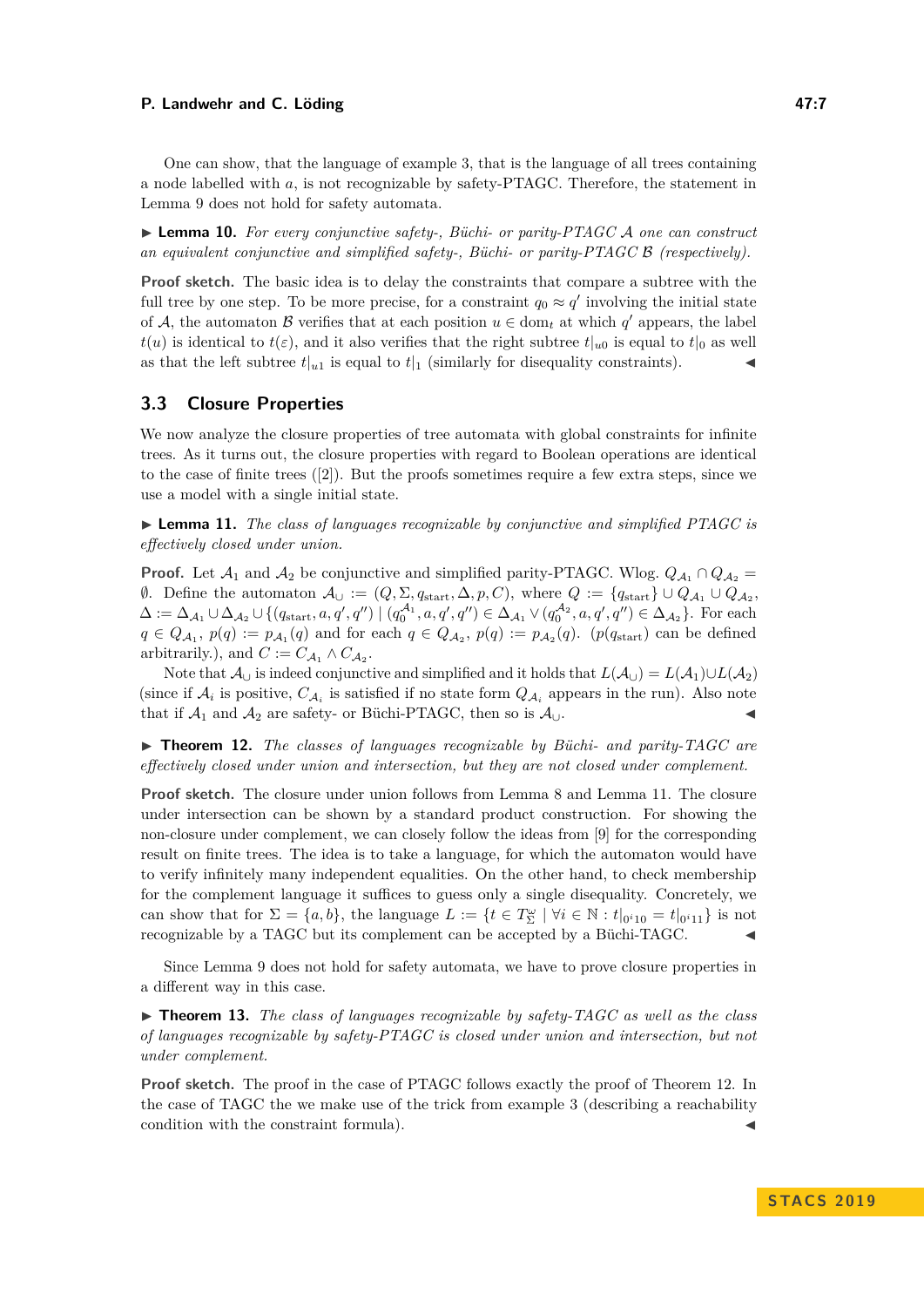One can show, that the language of example 3, that is the language of all trees containing a node labelled with $a$, is not recognizable by safety-PTAGC. Therefore, the statement in Lemma 9 does not hold for safety automata.

▶ **Lemma 10.** *For every conjunctive safety-, Büchi- or parity-PTAGC $\mathcal{A}$ one can construct an equivalent conjunctive and simplified safety-, Büchi- or parity-PTAGC $\mathcal{B}$ (respectively).*

**Proof sketch.** The basic idea is to delay the constraints that compare a subtree with the full tree by one step. To be more precise, for a constraint $q_0 \approx q'$ involving the initial state of $\mathcal{A}$, the automaton $\mathcal{B}$ verifies that at each position $u \in \mathrm{dom}_t$ at which $q'$ appears, the label $t(u)$ is identical to $t(\varepsilon)$, and it also verifies that the right subtree $t|_{u0}$ is equal to $t|_0$ as well as that the left subtree $t|_{u1}$ is equal to $t|_1$ (similarly for disequality constraints). ◀

## 3.3 Closure Properties

We now analyze the closure properties of tree automata with global constraints for infinite trees. As it turns out, the closure properties with regard to Boolean operations are identical to the case of finite trees ([2]). But the proofs sometimes require a few extra steps, since we use a model with a single initial state.

▶ **Lemma 11.** *The class of languages recognizable by conjunctive and simplified PTAGC is effectively closed under union.*

**Proof.** Let $\mathcal{A}_1$ and $\mathcal{A}_2$ be conjunctive and simplified parity-PTAGC. Wlog. $Q_{\mathcal{A}_1} \cap Q_{\mathcal{A}_2} = \emptyset$. Define the automaton $\mathcal{A}_\cup := (Q, \Sigma, q_{\mathrm{start}}, \Delta, p, C)$, where $Q := \{q_{\mathrm{start}}\} \cup Q_{\mathcal{A}_1} \cup Q_{\mathcal{A}_2}$, $\Delta := \Delta_{\mathcal{A}_1} \cup \Delta_{\mathcal{A}_2} \cup \{(q_{\mathrm{start}}, a, q', q'') \mid (q_0^{\mathcal{A}_1}, a, q', q'') \in \Delta_{\mathcal{A}_1} \vee (q_0^{\mathcal{A}_2}, a, q', q'') \in \Delta_{\mathcal{A}_2}\}$. For each $q \in Q_{\mathcal{A}_1}$, $p(q) := p_{\mathcal{A}_1}(q)$ and for each $q \in Q_{\mathcal{A}_2}$, $p(q) := p_{\mathcal{A}_2}(q)$. ($p(q_{\mathrm{start}})$ can be defined arbitrarily.), and $C := C_{\mathcal{A}_1} \wedge C_{\mathcal{A}_2}$.

Note that $\mathcal{A}_\cup$ is indeed conjunctive and simplified and it holds that $L(\mathcal{A}_\cup) = L(\mathcal{A}_1) \cup L(\mathcal{A}_2)$ (since if $\mathcal{A}_i$ is positive, $C_{\mathcal{A}_i}$ is satisfied if no state form $Q_{\mathcal{A}_i}$ appears in the run). Also note that if $\mathcal{A}_1$ and $\mathcal{A}_2$ are safety- or Büchi-PTAGC, then so is $\mathcal{A}_\cup$. ◀

▶ **Theorem 12.** *The classes of languages recognizable by Büchi- and parity-TAGC are effectively closed under union and intersection, but they are not closed under complement.*

**Proof sketch.** The closure under union follows from Lemma 8 and Lemma 11. The closure under intersection can be shown by a standard product construction. For showing the non-closure under complement, we can closely follow the ideas from [9] for the corresponding result on finite trees. The idea is to take a language, for which the automaton would have to verify infinitely many independent equalities. On the other hand, to check membership for the complement language it suffices to guess only a single disequality. Concretely, we can show that for $\Sigma = \{a, b\}$, the language $L := \{t \in T_\Sigma^\omega \mid \forall i \in \mathbb{N} : t|_{0^i 10} = t|_{0^i 11}\}$ is not recognizable by a TAGC but its complement can be accepted by a Büchi-TAGC. ◀

Since Lemma 9 does not hold for safety automata, we have to prove closure properties in a different way in this case.

▶ **Theorem 13.** *The class of languages recognizable by safety-TAGC as well as the class of languages recognizable by safety-PTAGC is closed under union and intersection, but not under complement.*

**Proof sketch.** The proof in the case of PTAGC follows exactly the proof of Theorem 12. In the case of TAGC the we make use of the trick from example 3 (describing a reachability condition with the constraint formula). ◀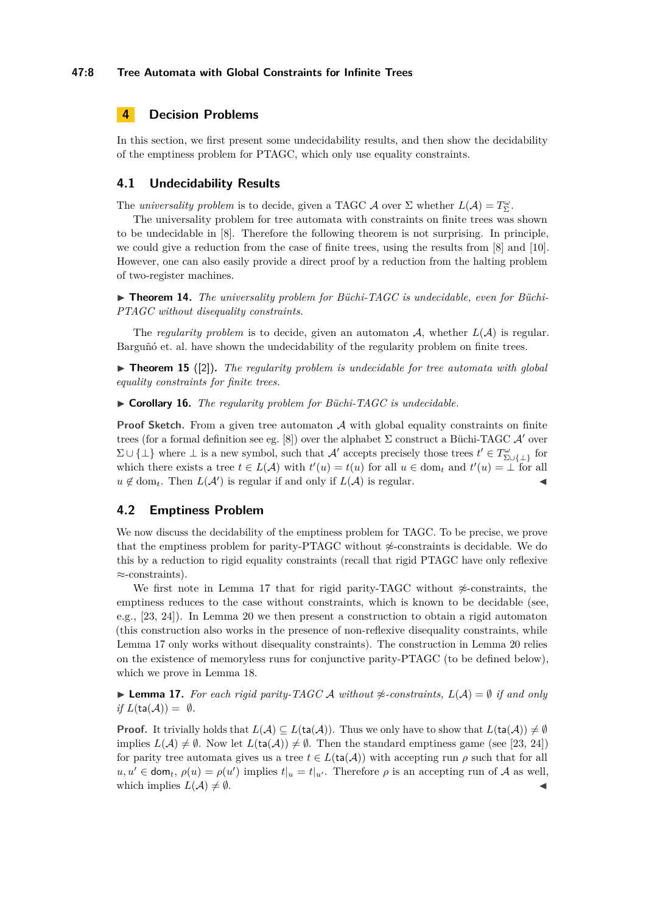## 4 Decision Problems

In this section, we first present some undecidability results, and then show the decidability of the emptiness problem for PTAGC, which only use equality constraints.

### 4.1 Undecidability Results

The *universality problem* is to decide, given a TAGC $\mathcal{A}$ over $\Sigma$ whether $L(\mathcal{A}) = T^{\omega}_{\Sigma}$.

The universality problem for tree automata with constraints on finite trees was shown to be undecidable in [8]. Therefore the following theorem is not surprising. In principle, we could give a reduction from the case of finite trees, using the results from [8] and [10]. However, one can also easily provide a direct proof by a reduction from the halting problem of two-register machines.

▶ **Theorem 14.** *The universality problem for Büchi-TAGC is undecidable, even for Büchi-PTAGC without disequality constraints.*

The *regularity problem* is to decide, given an automaton $\mathcal{A}$, whether $L(\mathcal{A})$ is regular. Barguñó et. al. have shown the undecidability of the regularity problem on finite trees.

▶ **Theorem 15** ([2])**.** *The regularity problem is undecidable for tree automata with global equality constraints for finite trees.*

▶ **Corollary 16.** *The regularity problem for Büchi-TAGC is undecidable.*

**Proof Sketch.** From a given tree automaton $\mathcal{A}$ with global equality constraints on finite trees (for a formal definition see eg. [8]) over the alphabet $\Sigma$ construct a Büchi-TAGC $\mathcal{A}'$ over $\Sigma \cup \{\bot\}$ where $\bot$ is a new symbol, such that $\mathcal{A}'$ accepts precisely those trees $t' \in T^{\omega}_{\Sigma\cup\{\bot\}}$ for which there exists a tree $t \in L(\mathcal{A})$ with $t'(u) = t(u)$ for all $u \in \mathrm{dom}_t$ and $t'(u) = \bot$ for all $u \notin \mathrm{dom}_t$. Then $L(\mathcal{A}')$ is regular if and only if $L(\mathcal{A})$ is regular. ◀

### 4.2 Emptiness Problem

We now discuss the decidability of the emptiness problem for TAGC. To be precise, we prove that the emptiness problem for parity-PTAGC without $\not\approx$-constraints is decidable. We do this by a reduction to rigid equality constraints (recall that rigid PTAGC have only reflexive $\approx$-constraints).

We first note in Lemma 17 that for rigid parity-TAGC without $\not\approx$-constraints, the emptiness reduces to the case without constraints, which is known to be decidable (see, e.g., [23, 24]). In Lemma 20 we then present a construction to obtain a rigid automaton (this construction also works in the presence of non-reflexive disequality constraints, while Lemma 17 only works without disequality constraints). The construction in Lemma 20 relies on the existence of memoryless runs for conjunctive parity-PTAGC (to be defined below), which we prove in Lemma 18.

▶ **Lemma 17.** *For each rigid parity-TAGC $\mathcal{A}$ without $\not\approx$-constraints, $L(\mathcal{A}) = \emptyset$ if and only if $L(\mathsf{ta}(\mathcal{A})) = \emptyset$.*

**Proof.** It trivially holds that $L(\mathcal{A}) \subseteq L(\mathsf{ta}(\mathcal{A}))$. Thus we only have to show that $L(\mathsf{ta}(\mathcal{A})) \neq \emptyset$ implies $L(\mathcal{A}) \neq \emptyset$. Now let $L(\mathsf{ta}(\mathcal{A})) \neq \emptyset$. Then the standard emptiness game (see [23, 24]) for parity tree automata gives us a tree $t \in L(\mathsf{ta}(\mathcal{A}))$ with accepting run $\rho$ such that for all $u, u' \in \mathsf{dom}_t$, $\rho(u) = \rho(u')$ implies $t|_u = t|_{u'}$. Therefore $\rho$ is an accepting run of $\mathcal{A}$ as well, which implies $L(\mathcal{A}) \neq \emptyset$. ◀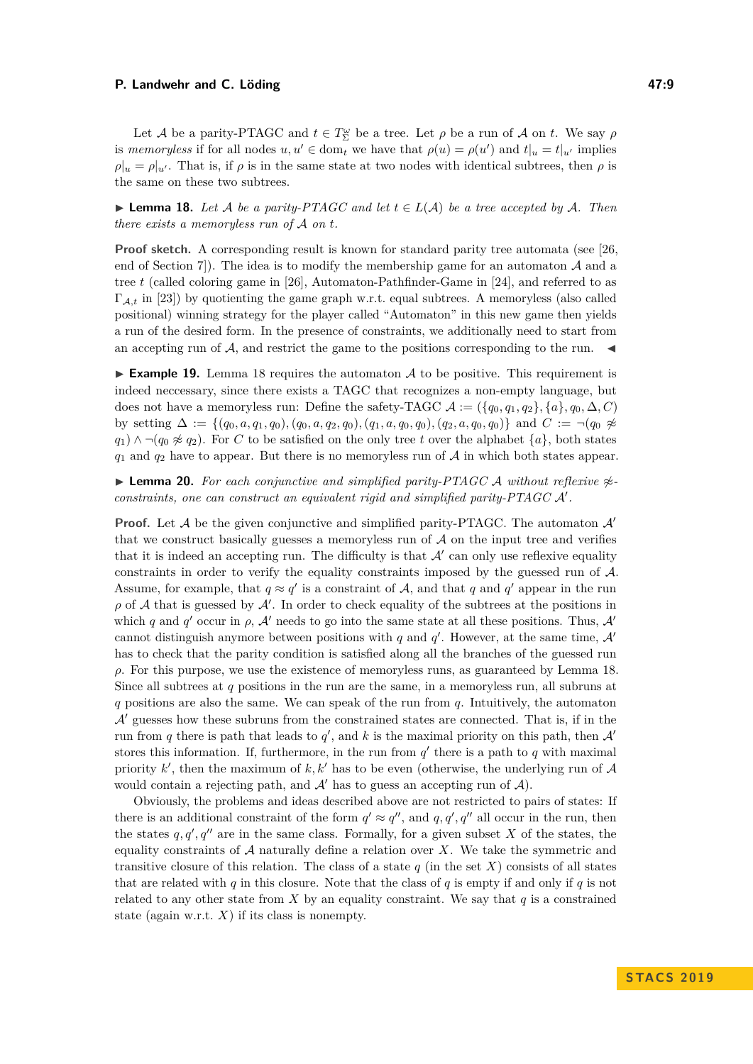Let $\mathcal{A}$ be a parity-PTAGC and $t \in T^\omega_\Sigma$ be a tree. Let $\rho$ be a run of $\mathcal{A}$ on $t$. We say $\rho$ is *memoryless* if for all nodes $u, u' \in \text{dom}_t$ we have that $\rho(u) = \rho(u')$ and $t|_u = t|_{u'}$ implies $\rho|_u = \rho|_{u'}$. That is, if $\rho$ is in the same state at two nodes with identical subtrees, then $\rho$ is the same on these two subtrees.

▶ **Lemma 18.** *Let $\mathcal{A}$ be a parity-PTAGC and let $t \in L(\mathcal{A})$ be a tree accepted by $\mathcal{A}$. Then there exists a memoryless run of $\mathcal{A}$ on $t$.*

**Proof sketch.** A corresponding result is known for standard parity tree automata (see [26, end of Section 7]). The idea is to modify the membership game for an automaton $\mathcal{A}$ and a tree $t$ (called coloring game in [26], Automaton-Pathfinder-Game in [24], and referred to as $\Gamma_{\mathcal{A},t}$ in [23]) by quotienting the game graph w.r.t. equal subtrees. A memoryless (also called positional) winning strategy for the player called "Automaton" in this new game then yields a run of the desired form. In the presence of constraints, we additionally need to start from an accepting run of $\mathcal{A}$, and restrict the game to the positions corresponding to the run. ◀

▶ **Example 19.** Lemma 18 requires the automaton $\mathcal{A}$ to be positive. This requirement is indeed neccessary, since there exists a TAGC that recognizes a non-empty language, but does not have a memoryless run: Define the safety-TAGC $\mathcal{A} := (\{q_0, q_1, q_2\}, \{a\}, q_0, \Delta, C)$ by setting $\Delta := \{(q_0, a, q_1, q_0), (q_0, a, q_2, q_0), (q_1, a, q_0, q_0), (q_2, a, q_0, q_0)\}$ and $C := \neg(q_0 \not\approx q_1) \wedge \neg(q_0 \not\approx q_2)$. For $C$ to be satisfied on the only tree $t$ over the alphabet $\{a\}$, both states $q_1$ and $q_2$ have to appear. But there is no memoryless run of $\mathcal{A}$ in which both states appear.

▶ **Lemma 20.** *For each conjunctive and simplified parity-PTAGC $\mathcal{A}$ without reflexive $\not\approx$-constraints, one can construct an equivalent rigid and simplified parity-PTAGC $\mathcal{A}'$.*

**Proof.** Let $\mathcal{A}$ be the given conjunctive and simplified parity-PTAGC. The automaton $\mathcal{A}'$ that we construct basically guesses a memoryless run of $\mathcal{A}$ on the input tree and verifies that it is indeed an accepting run. The difficulty is that $\mathcal{A}'$ can only use reflexive equality constraints in order to verify the equality constraints imposed by the guessed run of $\mathcal{A}$. Assume, for example, that $q \approx q'$ is a constraint of $\mathcal{A}$, and that $q$ and $q'$ appear in the run $\rho$ of $\mathcal{A}$ that is guessed by $\mathcal{A}'$. In order to check equality of the subtrees at the positions in which $q$ and $q'$ occur in $\rho$, $\mathcal{A}'$ needs to go into the same state at all these positions. Thus, $\mathcal{A}'$ cannot distinguish anymore between positions with $q$ and $q'$. However, at the same time, $\mathcal{A}'$ has to check that the parity condition is satisfied along all the branches of the guessed run $\rho$. For this purpose, we use the existence of memoryless runs, as guaranteed by Lemma 18. Since all subtrees at $q$ positions in the run are the same, in a memoryless run, all subruns at $q$ positions are also the same. We can speak of the run from $q$. Intuitively, the automaton $\mathcal{A}'$ guesses how these subruns from the constrained states are connected. That is, if in the run from $q$ there is path that leads to $q'$, and $k$ is the maximal priority on this path, then $\mathcal{A}'$ stores this information. If, furthermore, in the run from $q'$ there is a path to $q$ with maximal priority $k'$, then the maximum of $k, k'$ has to be even (otherwise, the underlying run of $\mathcal{A}$ would contain a rejecting path, and $\mathcal{A}'$ has to guess an accepting run of $\mathcal{A}$).

Obviously, the problems and ideas described above are not restricted to pairs of states: If there is an additional constraint of the form $q' \approx q''$, and $q, q', q''$ all occur in the run, then the states $q, q', q''$ are in the same class. Formally, for a given subset $X$ of the states, the equality constraints of $\mathcal{A}$ naturally define a relation over $X$. We take the symmetric and transitive closure of this relation. The class of a state $q$ (in the set $X$) consists of all states that are related with $q$ in this closure. Note that the class of $q$ is empty if and only if $q$ is not related to any other state from $X$ by an equality constraint. We say that $q$ is a constrained state (again w.r.t. $X$) if its class is nonempty.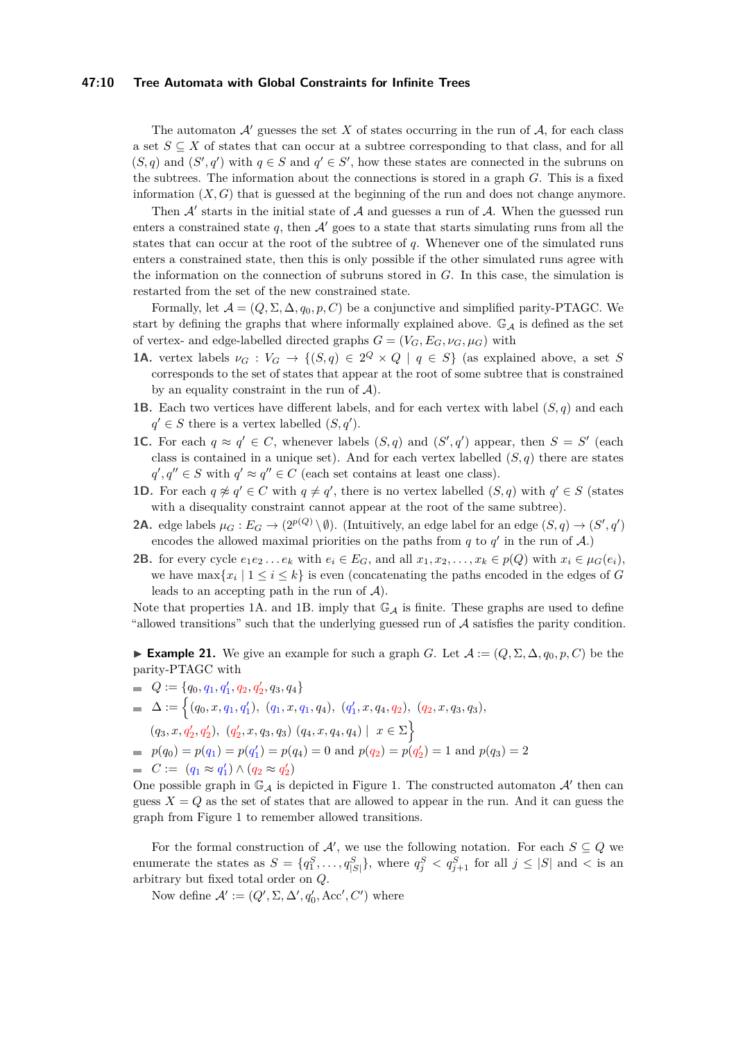The automaton $\mathcal{A}'$ guesses the set $X$ of states occurring in the run of $\mathcal{A}$, for each class a set $S \subseteq X$ of states that can occur at a subtree corresponding to that class, and for all $(S, q)$ and $(S', q')$ with $q \in S$ and $q' \in S'$, how these states are connected in the subtrees. The information about the connections is stored in a graph $G$. This is a fixed information $(X, G)$ that is guessed at the beginning of the run and does not change anymore.

Then $\mathcal{A}'$ starts in the initial state of $\mathcal{A}$ and guesses a run of $\mathcal{A}$. When the guessed run enters a constrained state $q$, then $\mathcal{A}'$ goes to a state that starts simulating runs from all the states that can occur at the root of the subtree of $q$. Whenever one of the simulated runs enters a constrained state, then this is only possible if the other simulated runs agree with the information on the connection of subruns stored in $G$. In this case, the simulation is restarted from the set of the new constrained state.

Formally, let $\mathcal{A} = (Q, \Sigma, \Delta, q_0, p, C)$ be a conjunctive and simplified parity-PTAGC. We start by defining the graphs that where informally explained above. $\mathbb{G}_{\mathcal{A}}$ is defined as the set of vertex- and edge-labelled directed graphs $G = (V_G, E_G, \nu_G, \mu_G)$ with

**1A.** vertex labels $\nu_G : V_G \to \{(S, q) \in 2^Q \times Q \mid q \in S\}$ (as explained above, a set $S$ corresponds to the set of states that appear at the root of some subtree that is constrained by an equality constraint in the run of $\mathcal{A}$).

**1B.** Each two vertices have different labels, and for each vertex with label $(S, q)$ and each $q' \in S$ there is a vertex labelled $(S, q')$.

**1C.** For each $q \approx q' \in C$, whenever labels $(S, q)$ and $(S', q')$ appear, then $S = S'$ (each class is contained in a unique set). And for each vertex labelled $(S, q)$ there are states $q', q'' \in S$ with $q' \approx q'' \in C$ (each set contains at least one class).

**1D.** For each $q \not\approx q' \in C$ with $q \neq q'$, there is no vertex labelled $(S, q)$ with $q' \in S$ (states with a disequality constraint cannot appear at the root of the same subtree).

**2A.** edge labels $\mu_G : E_G \to (2^{p(Q)} \setminus \emptyset)$. (Intuitively, an edge label for an edge $(S, q) \to (S', q')$ encodes the allowed maximal priorities on the paths from $q$ to $q'$ in the run of $\mathcal{A}$.)

**2B.** for every cycle $e_1 e_2 \ldots e_k$ with $e_i \in E_G$, and all $x_1, x_2, \ldots, x_k \in p(Q)$ with $x_i \in \mu_G(e_i)$, we have $\max\{x_i \mid 1 \leq i \leq k\}$ is even (concatenating the paths encoded in the edges of $G$ leads to an accepting path in the run of $\mathcal{A}$).

Note that properties 1A. and 1B. imply that $\mathbb{G}_{\mathcal{A}}$ is finite. These graphs are used to define "allowed transitions" such that the underlying guessed run of $\mathcal{A}$ satisfies the parity condition.

▶ **Example 21.** We give an example for such a graph $G$. Let $\mathcal{A} := (Q, \Sigma, \Delta, q_0, p, C)$ be the parity-PTAGC with

- $Q := \{q_0, q_1, q_1', q_2, q_2', q_3, q_4\}$
- $\Delta := \Big\{(q_0, x, q_1, q_1'),\ (q_1, x, q_1, q_4),\ (q_1', x, q_4, q_2),\ (q_2, x, q_3, q_3),$ $(q_3, x, q_2', q_2'),\ (q_2', x, q_3, q_3)\ (q_4, x, q_4, q_4) \mid\ x \in \Sigma\Big\}$
- $p(q_0) = p(q_1) = p(q_1') = p(q_4) = 0$ and $p(q_2) = p(q_2') = 1$ and $p(q_3) = 2$
- $C :=\ (q_1 \approx q_1') \wedge (q_2 \approx q_2')$

One possible graph in $\mathbb{G}_{\mathcal{A}}$ is depicted in Figure 1. The constructed automaton $\mathcal{A}'$ then can guess $X = Q$ as the set of states that are allowed to appear in the run. And it can guess the graph from Figure 1 to remember allowed transitions.

For the formal construction of $\mathcal{A}'$, we use the following notation. For each $S \subseteq Q$ we enumerate the states as $S = \{q_1^S, \ldots, q_{|S|}^S\}$, where $q_j^S < q_{j+1}^S$ for all $j \leq |S|$ and $<$ is an arbitrary but fixed total order on $Q$.

Now define $\mathcal{A}' := (Q', \Sigma, \Delta', q_0', \mathrm{Acc}', C')$ where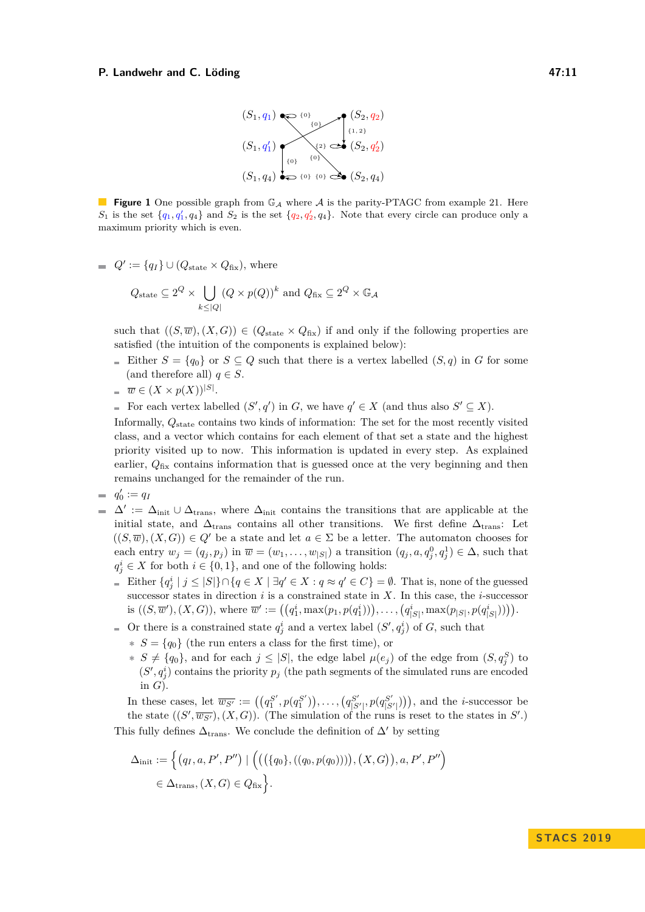**Figure 1** One possible graph from $\mathbb{G}_\mathcal{A}$ where $\mathcal{A}$ is the parity-PTAGC from example 21. Here $S_1$ is the set $\{q_1, q_1', q_4\}$ and $S_2$ is the set $\{q_2, q_2', q_4\}$. Note that every circle can produce only a maximum priority which is even.

- $Q' := \{q_I\} \cup (Q_{\text{state}} \times Q_{\text{fix}})$, where

$$Q_{\text{state}} \subseteq 2^Q \times \bigcup_{k \leq |Q|} (Q \times p(Q))^k \text{ and } Q_{\text{fix}} \subseteq 2^Q \times \mathbb{G}_\mathcal{A}$$

such that $((S, \overline{w}), (X, G)) \in (Q_{\text{state}} \times Q_{\text{fix}})$ if and only if the following properties are satisfied (the intuition of the components is explained below):
  - Either $S = \{q_0\}$ or $S \subseteq Q$ such that there is a vertex labelled $(S, q)$ in $G$ for some (and therefore all) $q \in S$.
  - $\overline{w} \in (X \times p(X))^{|S|}$.
  - For each vertex labelled $(S', q')$ in $G$, we have $q' \in X$ (and thus also $S' \subseteq X$).

Informally, $Q_{\text{state}}$ contains two kinds of information: The set for the most recently visited class, and a vector which contains for each element of that set a state and the highest priority visited up to now. This information is updated in every step. As explained earlier, $Q_{\text{fix}}$ contains information that is guessed once at the very beginning and then remains unchanged for the remainder of the run.

- $q_0' := q_I$
- $\Delta' := \Delta_{\text{init}} \cup \Delta_{\text{trans}}$, where $\Delta_{\text{init}}$ contains the transitions that are applicable at the initial state, and $\Delta_{\text{trans}}$ contains all other transitions. We first define $\Delta_{\text{trans}}$: Let $((S, \overline{w}), (X, G)) \in Q'$ be a state and let $a \in \Sigma$ be a letter. The automaton chooses for each entry $w_j = (q_j, p_j)$ in $\overline{w} = (w_1, \dots, w_{|S|})$ a transition $(q_j, a, q_j^0, q_j^1) \in \Delta$, such that $q_j^i \in X$ for both $i \in \{0, 1\}$, and one of the following holds:
  - Either $\{q_j^i \mid j \leq |S|\} \cap \{q \in X \mid \exists q' \in X : q \approx q' \in C\} = \emptyset$. That is, none of the guessed successor states in direction $i$ is a constrained state in $X$. In this case, the $i$-successor is $((S, \overline{w}'), (X, G))$, where $\overline{w}' := \big((q_1^i, \max(p_1, p(q_1^i))), \dots, (q_{|S|}^i, \max(p_{|S|}, p(q_{|S|}^i)))\big)$.
  - Or there is a constrained state $q_j^i$ and a vertex label $(S', q_j^i)$ of $G$, such that
    - * $S = \{q_0\}$ (the run enters a class for the first time), or
    - * $S \neq \{q_0\}$, and for each $j \leq |S|$, the edge label $\mu(e_j)$ of the edge from $(S, q_j^S)$ to $(S', q_j^i)$ contains the priority $p_j$ (the path segments of the simulated runs are encoded in $G$).

  In these cases, let $\overline{w_{S'}} := \big((q_1^{S'}, p(q_1^{S'})), \dots, (q_{|S'|}^{S'}, p(q_{|S'|}^{S'}))\big)$, and the $i$-successor be the state $((S', \overline{w_{S'}}), (X, G))$. (The simulation of the runs is reset to the states in $S'$.)

This fully defines $\Delta_{\text{trans}}$. We conclude the definition of $\Delta'$ by setting

$$\Delta_{\text{init}} := \Big\{ (q_I, a, P', P'') \mid \Big( \big( (\{q_0\}, ((q_0, p(q_0)))), (X, G) \big), a, P', P'' \Big) \in \Delta_{\text{trans}}, (X, G) \in Q_{\text{fix}} \Big\}.$$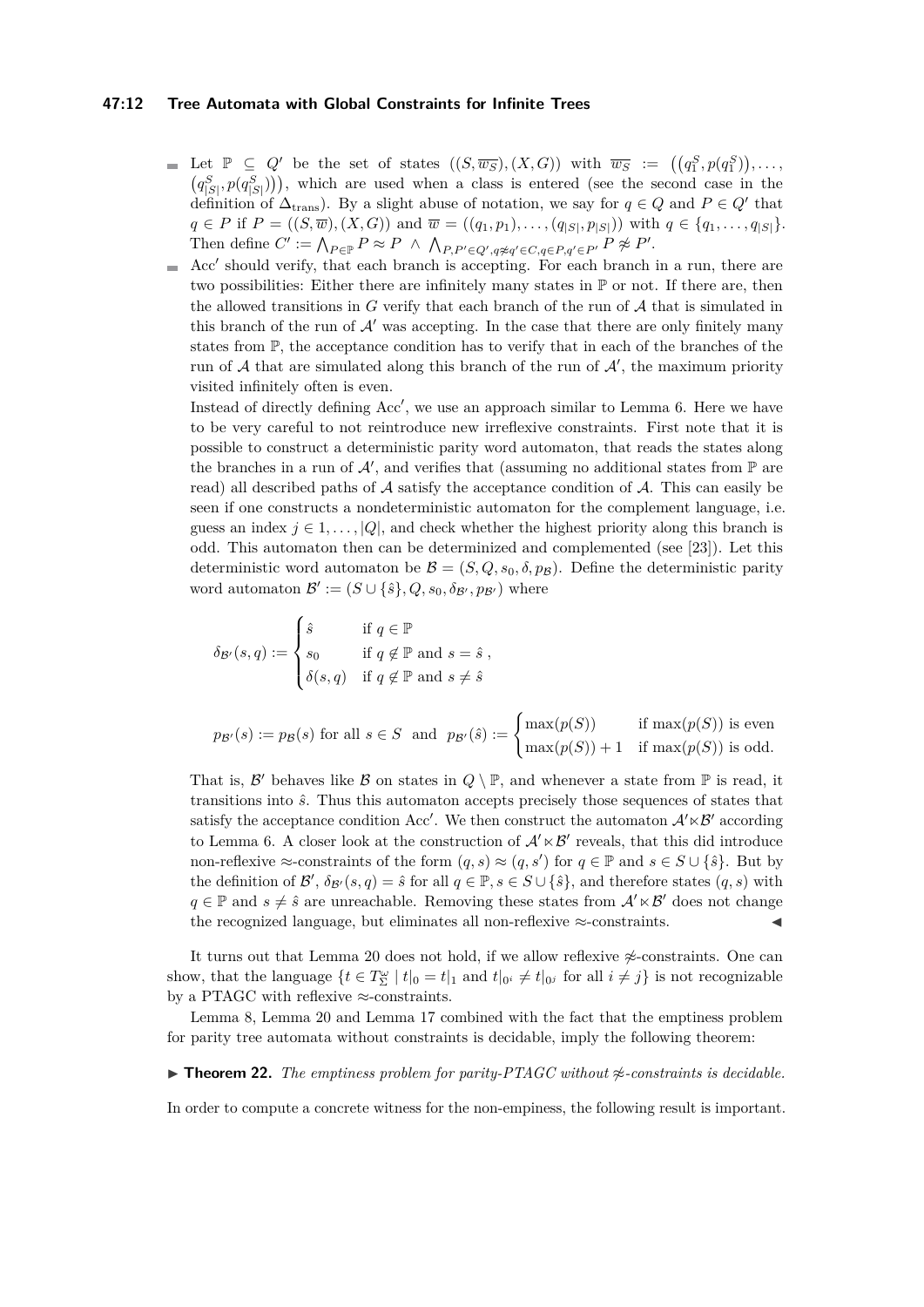- Let $\mathbb{P} \subseteq Q'$ be the set of states $((S,\overline{w_S}),(X,G))$ with $\overline{w_S} := \big((q_1^S, p(q_1^S)),\ldots,(q_{|S|}^S, p(q_{|S|}^S))\big)$, which are used when a class is entered (see the second case in the definition of $\Delta_{\text{trans}}$). By a slight abuse of notation, we say for $q \in Q$ and $P \in Q'$ that $q \in P$ if $P = ((S,\overline{w}),(X,G))$ and $\overline{w} = ((q_1,p_1),\ldots,(q_{|S|},p_{|S|}))$ with $q \in \{q_1,\ldots,q_{|S|}\}$. Then define $C' := \bigwedge_{P\in\mathbb{P}} P \approx P \ \wedge\ \bigwedge_{P,P'\in Q', q\not\approx q'\in C, q\in P, q'\in P'} P \not\approx P'$.
- $\text{Acc}'$ should verify, that each branch is accepting. For each branch in a run, there are two possibilities: Either there are infinitely many states in $\mathbb{P}$ or not. If there are, then the allowed transitions in $G$ verify that each branch of the run of $\mathcal{A}$ that is simulated in this branch of the run of $\mathcal{A}'$ was accepting. In the case that there are only finitely many states from $\mathbb{P}$, the acceptance condition has to verify that in each of the branches of the run of $\mathcal{A}$ that are simulated along this branch of the run of $\mathcal{A}'$, the maximum priority visited infinitely often is even.

  Instead of directly defining $\text{Acc}'$, we use an approach similar to Lemma 6. Here we have to be very careful to not reintroduce new irreflexive constraints. First note that it is possible to construct a deterministic parity word automaton, that reads the states along the branches in a run of $\mathcal{A}'$, and verifies that (assuming no additional states from $\mathbb{P}$ are read) all described paths of $\mathcal{A}$ satisfy the acceptance condition of $\mathcal{A}$. This can easily be seen if one constructs a nondeterministic automaton for the complement language, i.e. guess an index $j \in 1,\ldots,|Q|$, and check whether the highest priority along this branch is odd. This automaton then can be determinized and complemented (see [23]). Let this deterministic word automaton be $\mathcal{B} = (S, Q, s_0, \delta, p_{\mathcal{B}})$. Define the deterministic parity word automaton $\mathcal{B}' := (S \cup \{\hat{s}\}, Q, s_0, \delta_{\mathcal{B}'}, p_{\mathcal{B}'})$ where

$$\delta_{\mathcal{B}'}(s,q) := \begin{cases} \hat{s} & \text{if } q \in \mathbb{P} \\ s_0 & \text{if } q \notin \mathbb{P} \text{ and } s = \hat{s} \\ \delta(s,q) & \text{if } q \notin \mathbb{P} \text{ and } s \neq \hat{s} \end{cases},$$

$$p_{\mathcal{B}'}(s) := p_{\mathcal{B}}(s) \text{ for all } s \in S \ \text{ and } \ p_{\mathcal{B}'}(\hat{s}) := \begin{cases} \max(p(S)) & \text{if } \max(p(S)) \text{ is even} \\ \max(p(S)) + 1 & \text{if } \max(p(S)) \text{ is odd.} \end{cases}$$

  That is, $\mathcal{B}'$ behaves like $\mathcal{B}$ on states in $Q \setminus \mathbb{P}$, and whenever a state from $\mathbb{P}$ is read, it transitions into $\hat{s}$. Thus this automaton accepts precisely those sequences of states that satisfy the acceptance condition $\text{Acc}'$. We then construct the automaton $\mathcal{A}' \ltimes \mathcal{B}'$ according to Lemma 6. A closer look at the construction of $\mathcal{A}' \ltimes \mathcal{B}'$ reveals, that this did introduce non-reflexive $\approx$-constraints of the form $(q,s) \approx (q,s')$ for $q \in \mathbb{P}$ and $s \in S \cup \{\hat{s}\}$. But by the definition of $\mathcal{B}'$, $\delta_{\mathcal{B}'}(s,q) = \hat{s}$ for all $q \in \mathbb{P}, s \in S \cup \{\hat{s}\}$, and therefore states $(q,s)$ with $q \in \mathbb{P}$ and $s \neq \hat{s}$ are unreachable. Removing these states from $\mathcal{A}' \ltimes \mathcal{B}'$ does not change the recognized language, but eliminates all non-reflexive $\approx$-constraints. ◀

It turns out that Lemma 20 does not hold, if we allow reflexive $\not\approx$-constraints. One can show, that the language $\{t \in T_\Sigma^\omega \mid t|_0 = t|_1 \text{ and } t|_{0^i} \neq t|_{0^j} \text{ for all } i \neq j\}$ is not recognizable by a PTAGC with reflexive $\approx$-constraints.

Lemma 8, Lemma 20 and Lemma 17 combined with the fact that the emptiness problem for parity tree automata without constraints is decidable, imply the following theorem:

▶ **Theorem 22.** *The emptiness problem for parity-PTAGC without $\not\approx$-constraints is decidable.*

In order to compute a concrete witness for the non-empiness, the following result is important.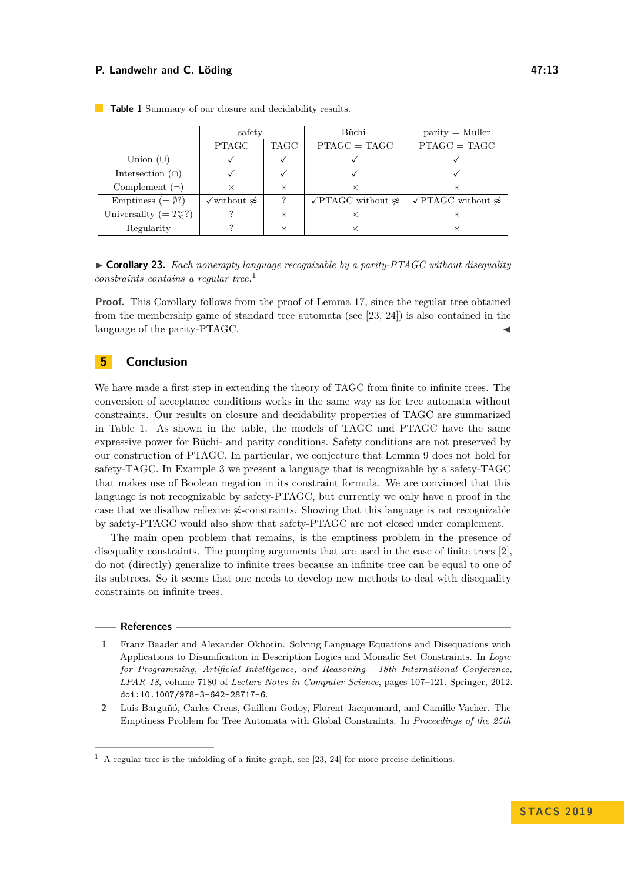**Table 1** Summary of our closure and decidability results.

| | safety- | | Büchi- | parity = Muller |
|---|---|---|---|---|
| | PTAGC | TAGC | PTAGC = TAGC | PTAGC = TAGC |
| Union ($\cup$) | ✓ | ✓ | ✓ | ✓ |
| Intersection ($\cap$) | ✓ | ✓ | ✓ | ✓ |
| Complement ($\neg$) | × | × | × | × |
| Emptiness ($= \emptyset$?) | ✓without $\not\approx$ | ? | ✓PTAGC without $\not\approx$ | ✓PTAGC without $\not\approx$ |
| Universality ($= T_\Sigma^\omega$?) | ? | × | × | × |
| Regularity | ? | × | × | × |

▶ **Corollary 23.** *Each nonempty language recognizable by a parity-PTAGC without disequality constraints contains a regular tree.*[1]

**Proof.** This Corollary follows from the proof of Lemma 17, since the regular tree obtained from the membership game of standard tree automata (see [23, 24]) is also contained in the language of the parity-PTAGC. ◀

## 5 Conclusion

We have made a first step in extending the theory of TAGC from finite to infinite trees. The conversion of acceptance conditions works in the same way as for tree automata without constraints. Our results on closure and decidability properties of TAGC are summarized in Table 1. As shown in the table, the models of TAGC and PTAGC have the same expressive power for Büchi- and parity conditions. Safety conditions are not preserved by our construction of PTAGC. In particular, we conjecture that Lemma 9 does not hold for safety-TAGC. In Example 3 we present a language that is recognizable by a safety-TAGC that makes use of Boolean negation in its constraint formula. We are convinced that this language is not recognizable by safety-PTAGC, but currently we only have a proof in the case that we disallow reflexive $\not\approx$-constraints. Showing that this language is not recognizable by safety-PTAGC would also show that safety-PTAGC are not closed under complement.

The main open problem that remains, is the emptiness problem in the presence of disequality constraints. The pumping arguments that are used in the case of finite trees [2], do not (directly) generalize to infinite trees because an infinite tree can be equal to one of its subtrees. So it seems that one needs to develop new methods to deal with disequality constraints on infinite trees.

## References

1. Franz Baader and Alexander Okhotin. Solving Language Equations and Disequations with Applications to Disunification in Description Logics and Monadic Set Constraints. In *Logic for Programming, Artificial Intelligence, and Reasoning - 18th International Conference, LPAR-18*, volume 7180 of *Lecture Notes in Computer Science*, pages 107–121. Springer, 2012. doi:10.1007/978-3-642-28717-6.
2. Luis Barguñó, Carles Creus, Guillem Godoy, Florent Jacquemard, and Camille Vacher. The Emptiness Problem for Tree Automata with Global Constraints. In *Proceedings of the 25th*

[1] A regular tree is the unfolding of a finite graph, see [23, 24] for more precise definitions.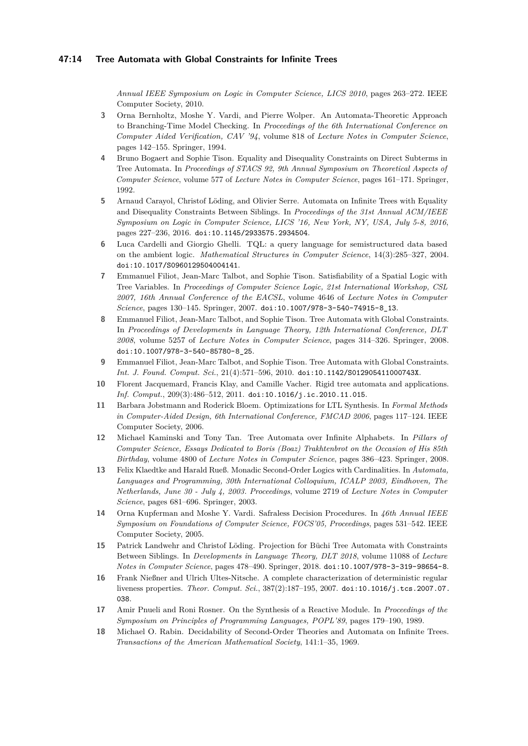*Annual IEEE Symposium on Logic in Computer Science, LICS 2010*, pages 263–272. IEEE Computer Society, 2010.

**3** Orna Bernholtz, Moshe Y. Vardi, and Pierre Wolper. An Automata-Theoretic Approach to Branching-Time Model Checking. In *Proceedings of the 6th International Conference on Computer Aided Verification, CAV '94*, volume 818 of *Lecture Notes in Computer Science*, pages 142–155. Springer, 1994.

**4** Bruno Bogaert and Sophie Tison. Equality and Disequality Constraints on Direct Subterms in Tree Automata. In *Proceedings of STACS 92, 9th Annual Symposium on Theoretical Aspects of Computer Science*, volume 577 of *Lecture Notes in Computer Science*, pages 161–171. Springer, 1992.

**5** Arnaud Carayol, Christof Löding, and Olivier Serre. Automata on Infinite Trees with Equality and Disequality Constraints Between Siblings. In *Proceedings of the 31st Annual ACM/IEEE Symposium on Logic in Computer Science, LICS '16, New York, NY, USA, July 5-8, 2016*, pages 227–236, 2016. doi:10.1145/2933575.2934504.

**6** Luca Cardelli and Giorgio Ghelli. TQL: a query language for semistructured data based on the ambient logic. *Mathematical Structures in Computer Science*, 14(3):285–327, 2004. doi:10.1017/S0960129504004141.

**7** Emmanuel Filiot, Jean-Marc Talbot, and Sophie Tison. Satisfiability of a Spatial Logic with Tree Variables. In *Proceedings of Computer Science Logic, 21st International Workshop, CSL 2007, 16th Annual Conference of the EACSL*, volume 4646 of *Lecture Notes in Computer Science*, pages 130–145. Springer, 2007. doi:10.1007/978-3-540-74915-8_13.

**8** Emmanuel Filiot, Jean-Marc Talbot, and Sophie Tison. Tree Automata with Global Constraints. In *Proceedings of Developments in Language Theory, 12th International Conference, DLT 2008*, volume 5257 of *Lecture Notes in Computer Science*, pages 314–326. Springer, 2008. doi:10.1007/978-3-540-85780-8_25.

**9** Emmanuel Filiot, Jean-Marc Talbot, and Sophie Tison. Tree Automata with Global Constraints. *Int. J. Found. Comput. Sci.*, 21(4):571–596, 2010. doi:10.1142/S012905411000743X.

**10** Florent Jacquemard, Francis Klay, and Camille Vacher. Rigid tree automata and applications. *Inf. Comput.*, 209(3):486–512, 2011. doi:10.1016/j.ic.2010.11.015.

**11** Barbara Jobstmann and Roderick Bloem. Optimizations for LTL Synthesis. In *Formal Methods in Computer-Aided Design, 6th International Conference, FMCAD 2006*, pages 117–124. IEEE Computer Society, 2006.

**12** Michael Kaminski and Tony Tan. Tree Automata over Infinite Alphabets. In *Pillars of Computer Science, Essays Dedicated to Boris (Boaz) Trakhtenbrot on the Occasion of His 85th Birthday*, volume 4800 of *Lecture Notes in Computer Science*, pages 386–423. Springer, 2008.

**13** Felix Klaedtke and Harald Rueß. Monadic Second-Order Logics with Cardinalities. In *Automata, Languages and Programming, 30th International Colloquium, ICALP 2003, Eindhoven, The Netherlands, June 30 - July 4, 2003. Proceedings*, volume 2719 of *Lecture Notes in Computer Science*, pages 681–696. Springer, 2003.

**14** Orna Kupferman and Moshe Y. Vardi. Safraless Decision Procedures. In *46th Annual IEEE Symposium on Foundations of Computer Science, FOCS'05, Proceedings*, pages 531–542. IEEE Computer Society, 2005.

**15** Patrick Landwehr and Christof Löding. Projection for Büchi Tree Automata with Constraints Between Siblings. In *Developments in Language Theory, DLT 2018*, volume 11088 of *Lecture Notes in Computer Science*, pages 478–490. Springer, 2018. doi:10.1007/978-3-319-98654-8.

**16** Frank Nießner and Ulrich Ultes-Nitsche. A complete characterization of deterministic regular liveness properties. *Theor. Comput. Sci.*, 387(2):187–195, 2007. doi:10.1016/j.tcs.2007.07.038.

**17** Amir Pnueli and Roni Rosner. On the Synthesis of a Reactive Module. In *Proceedings of the Symposium on Principles of Programming Languages, POPL'89*, pages 179–190, 1989.

**18** Michael O. Rabin. Decidability of Second-Order Theories and Automata on Infinite Trees. *Transactions of the American Mathematical Society*, 141:1–35, 1969.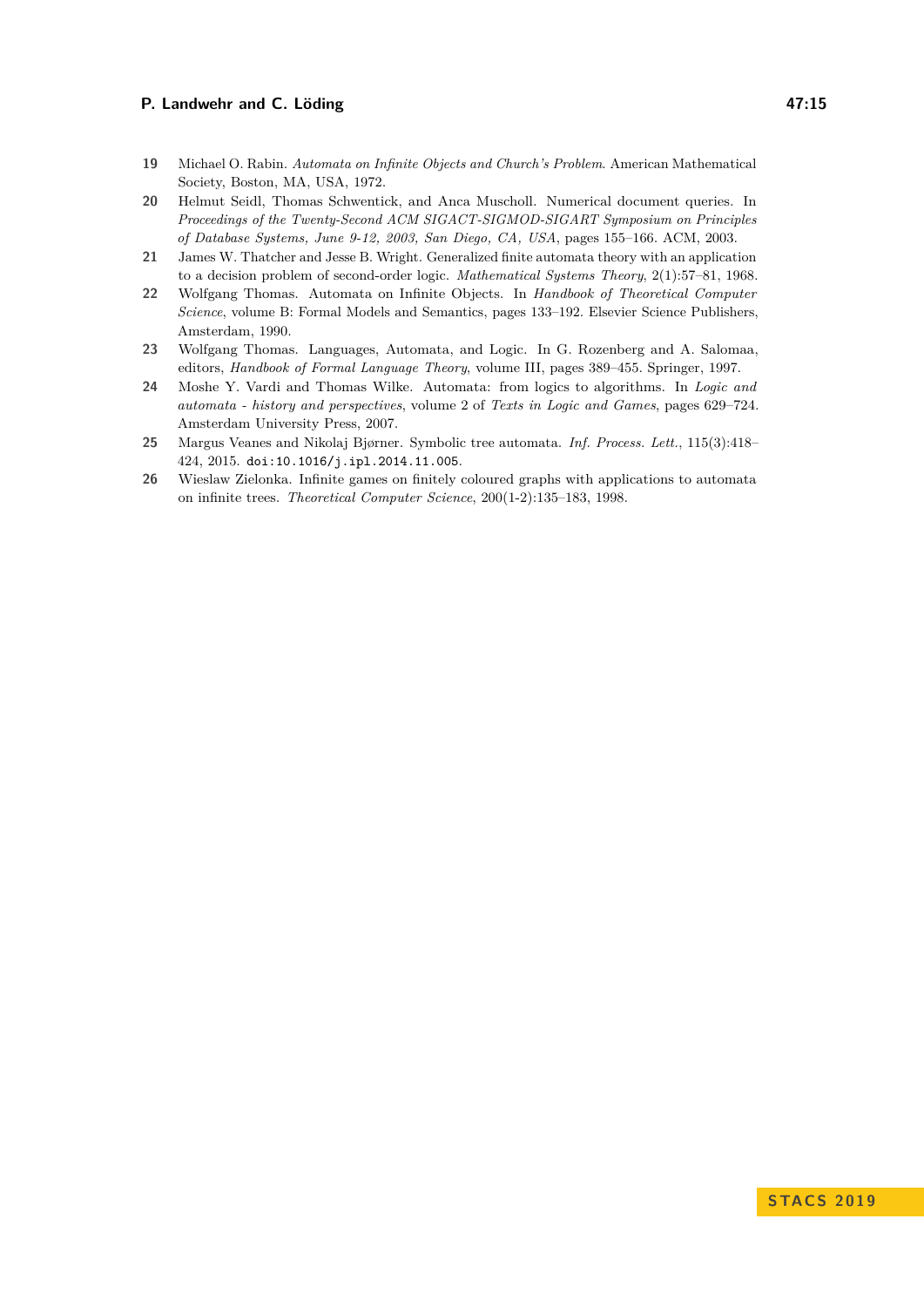19 Michael O. Rabin. *Automata on Infinite Objects and Church's Problem*. American Mathematical Society, Boston, MA, USA, 1972.

20 Helmut Seidl, Thomas Schwentick, and Anca Muscholl. Numerical document queries. In *Proceedings of the Twenty-Second ACM SIGACT-SIGMOD-SIGART Symposium on Principles of Database Systems, June 9-12, 2003, San Diego, CA, USA*, pages 155–166. ACM, 2003.

21 James W. Thatcher and Jesse B. Wright. Generalized finite automata theory with an application to a decision problem of second-order logic. *Mathematical Systems Theory*, 2(1):57–81, 1968.

22 Wolfgang Thomas. Automata on Infinite Objects. In *Handbook of Theoretical Computer Science*, volume B: Formal Models and Semantics, pages 133–192. Elsevier Science Publishers, Amsterdam, 1990.

23 Wolfgang Thomas. Languages, Automata, and Logic. In G. Rozenberg and A. Salomaa, editors, *Handbook of Formal Language Theory*, volume III, pages 389–455. Springer, 1997.

24 Moshe Y. Vardi and Thomas Wilke. Automata: from logics to algorithms. In *Logic and automata - history and perspectives*, volume 2 of *Texts in Logic and Games*, pages 629–724. Amsterdam University Press, 2007.

25 Margus Veanes and Nikolaj Bjørner. Symbolic tree automata. *Inf. Process. Lett.*, 115(3):418–424, 2015. doi:10.1016/j.ipl.2014.11.005.

26 Wieslaw Zielonka. Infinite games on finitely coloured graphs with applications to automata on infinite trees. *Theoretical Computer Science*, 200(1-2):135–183, 1998.